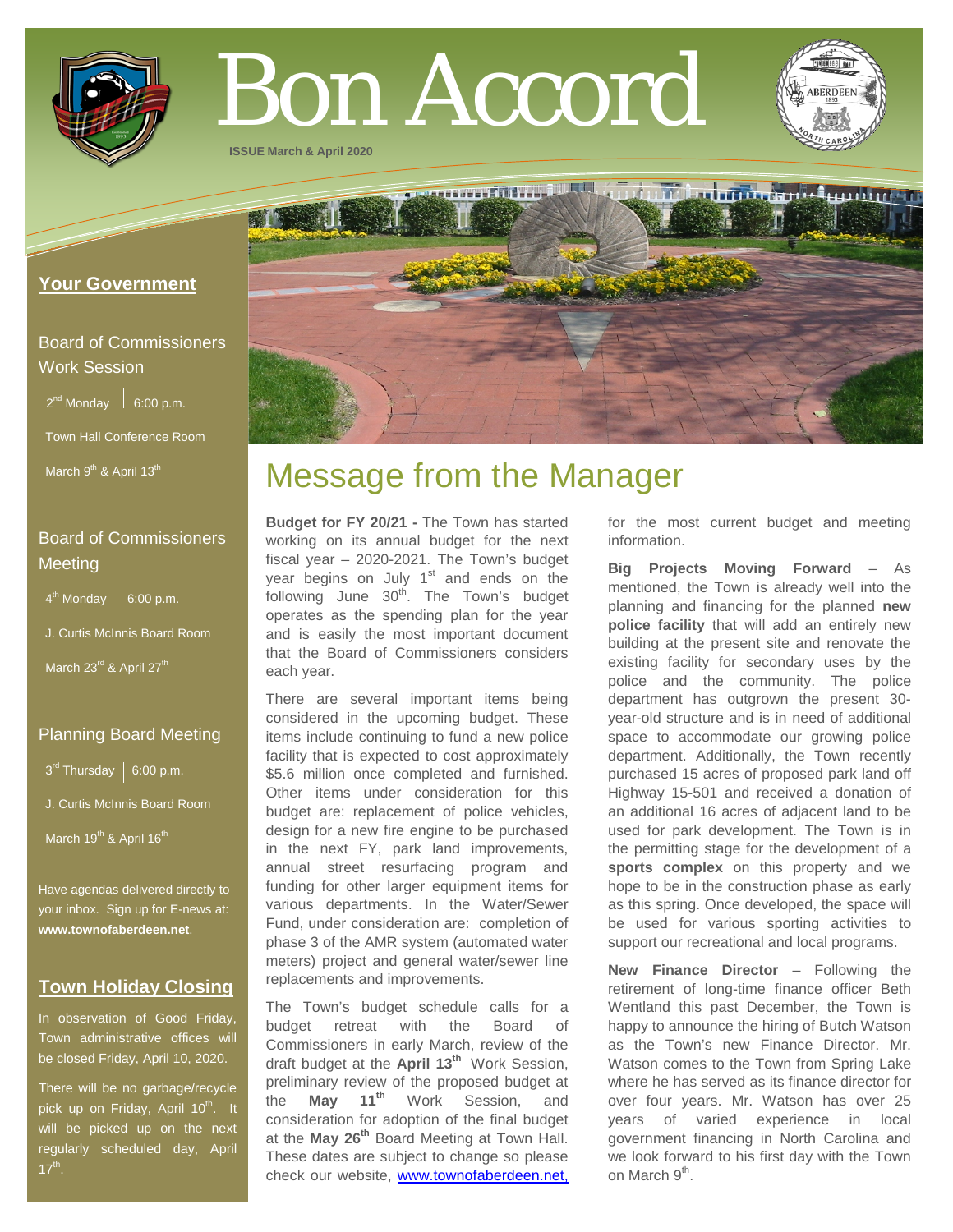# Bon Accord

**ISSUE March & April 2020**

## Your Government

### Board of Commissioners Work Session

2nd Monday | 6:00 p.m.

Town Hall Conference Room

March 9th & April 13th

### Board of Commissioners Meeting

4th Monday | 6:00 p.m.

J. Curtis McInnis Board Room

March 23rd & April 27th

### Planning Board Meeting

3rd Thursday | 6:00 p.m.

J. Curtis McInnis Board Room

March 19th & April 16th

Have agendas delivered directly to your inbox. Sign up for E-news at: **www.townofaberdeen.net**.

## Town Holiday Closing

In observation of Good Friday, Town administrative offices will be closed Friday, April 10, 2020.

There will be no garbage/recycle pick up on Friday, April 10th. It will be picked up on the next regularly scheduled day, April 17th.

# Message from the Manager

**Budget for FY 20/21 -** The Town has started working on its annual budget for the next fiscal year – 2020-2021. The Town's budget year begins on July 1st and ends on the following June 30th. The Town's budget operates as the spending plan for the year and is easily the most important document that the Board of Commissioners considers each year.

There are several important items being considered in the upcoming budget. These items include continuing to fund a new police facility that is expected to cost approximately $5.6 million once completed and furnished. Other items under consideration for this budget are: replacement of police vehicles, design for a new fire engine to be purchased in the next FY, park land improvements, annual street resurfacing program and funding for other larger equipment items for various departments. In the Water/Sewer Fund, under consideration are: completion of phase 3 of the AMR system (automated water meters) project and general water/sewer line replacements and improvements.

The Town's budget schedule calls for a budget retreat with the Board of Commissioners in early March, review of the draft budget at the **April 13th** Work Session, preliminary review of the proposed budget at the **May 11th** Work Session, and consideration for adoption of the final budget at the **May 26th** Board Meeting at Town Hall. These dates are subject to change so please check our website, www.townofaberdeen.net, for the most current budget and meeting information.

**Big Projects Moving Forward** – As mentioned, the Town is already well into the planning and financing for the planned **new police facility** that will add an entirely new building at the present site and renovate the existing facility for secondary uses by the police and the community. The police department has outgrown the present 30-year-old structure and is in need of additional space to accommodate our growing police department. Additionally, the Town recently purchased 15 acres of proposed park land off Highway 15-501 and received a donation of an additional 16 acres of adjacent land to be used for park development. The Town is in the permitting stage for the development of a **sports complex** on this property and we hope to be in the construction phase as early as this spring. Once developed, the space will be used for various sporting activities to support our recreational and local programs.

**New Finance Director** – Following the retirement of long-time finance officer Beth Wentland this past December, the Town is happy to announce the hiring of Butch Watson as the Town's new Finance Director. Mr. Watson comes to the Town from Spring Lake where he has served as its finance director for over four years. Mr. Watson has over 25 years of varied experience in local government financing in North Carolina and we look forward to his first day with the Town on March 9th.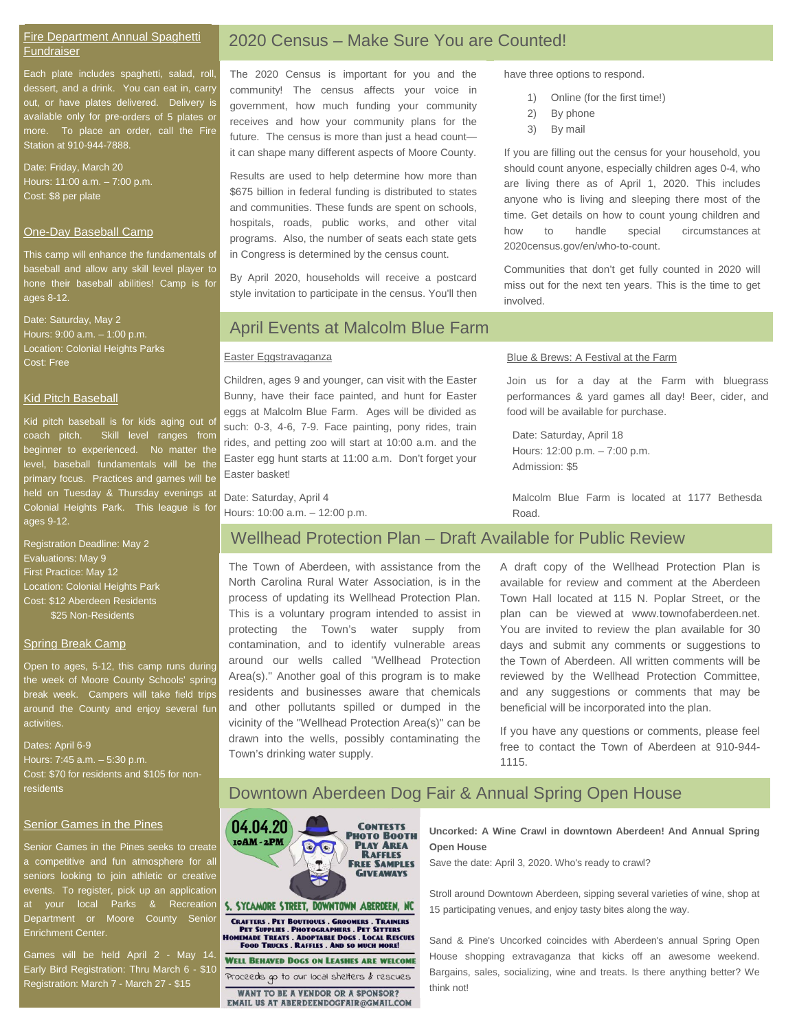## Fire Department Annual Spaghetti Fundraiser

Each plate includes spaghetti, salad, roll, dessert, and a drink. You can eat in, carry out, or have plates delivered. Delivery is available only for pre-orders of 5 plates or more. To place an order, call the Fire Station at 910-944-7888.

Date: Friday, March 20
Hours: 11:00 a.m. – 7:00 p.m.
Cost: $8 per plate

## One-Day Baseball Camp

This camp will enhance the fundamentals of baseball and allow any skill level player to hone their baseball abilities! Camp is for ages 8-12.

Date: Saturday, May 2
Hours: 9:00 a.m. – 1:00 p.m.
Location: Colonial Heights Parks
Cost: Free

## Kid Pitch Baseball

Kid pitch baseball is for kids aging out of coach pitch. Skill level ranges from beginner to experienced. No matter the level, baseball fundamentals will be the primary focus. Practices and games will be held on Tuesday & Thursday evenings at Colonial Heights Park. This league is for ages 9-12.

Registration Deadline: May 2
Evaluations: May 9
First Practice: May 12
Location: Colonial Heights Park
Cost: $12 Aberdeen Residents
$25 Non-Residents

## Spring Break Camp

Open to ages, 5-12, this camp runs during the week of Moore County Schools' spring break week. Campers will take field trips around the County and enjoy several fun activities.

Dates: April 6-9
Hours: 7:45 a.m. – 5:30 p.m.
Cost: $70 for residents and $105 for non-residents

## Senior Games in the Pines

Senior Games in the Pines seeks to create a competitive and fun atmosphere for all seniors looking to join athletic or creative events. To register, pick up an application at your local Parks & Recreation Department or Moore County Senior Enrichment Center.

Games will be held April 2 - May 14. Early Bird Registration: Thru March 6 - $10
Registration: March 7 - March 27 - $15

# 2020 Census – Make Sure You are Counted!

The 2020 Census is important for you and the community! The census affects your voice in government, how much funding your community receives and how your community plans for the future. The census is more than just a head count—it can shape many different aspects of Moore County.

Results are used to help determine how more than $675 billion in federal funding is distributed to states and communities. These funds are spent on schools, hospitals, roads, public works, and other vital programs. Also, the number of seats each state gets in Congress is determined by the census count.

By April 2020, households will receive a postcard style invitation to participate in the census. You'll then have three options to respond.

1) Online (for the first time!)
2) By phone
3) By mail

If you are filling out the census for your household, you should count anyone, especially children ages 0-4, who are living there as of April 1, 2020. This includes anyone who is living and sleeping there most of the time. Get details on how to count young children and how to handle special circumstances at 2020census.gov/en/who-to-count.

Communities that don't get fully counted in 2020 will miss out for the next ten years. This is the time to get involved.

# April Events at Malcolm Blue Farm

### Easter Eggstravaganza

Children, ages 9 and younger, can visit with the Easter Bunny, have their face painted, and hunt for Easter eggs at Malcolm Blue Farm. Ages will be divided as such: 0-3, 4-6, 7-9. Face painting, pony rides, train rides, and petting zoo will start at 10:00 a.m. and the Easter egg hunt starts at 11:00 a.m. Don't forget your Easter basket!

Date: Saturday, April 4
Hours: 10:00 a.m. – 12:00 p.m.

### Blue & Brews: A Festival at the Farm

Join us for a day at the Farm with bluegrass performances & yard games all day! Beer, cider, and food will be available for purchase.

Date: Saturday, April 18
Hours: 12:00 p.m. – 7:00 p.m.
Admission: $5

Malcolm Blue Farm is located at 1177 Bethesda Road.

# Wellhead Protection Plan – Draft Available for Public Review

The Town of Aberdeen, with assistance from the North Carolina Rural Water Association, is in the process of updating its Wellhead Protection Plan. This is a voluntary program intended to assist in protecting the Town's water supply from contamination, and to identify vulnerable areas around our wells called "Wellhead Protection Area(s)." Another goal of this program is to make residents and businesses aware that chemicals and other pollutants spilled or dumped in the vicinity of the "Wellhead Protection Area(s)" can be drawn into the wells, possibly contaminating the Town's drinking water supply.

A draft copy of the Wellhead Protection Plan is available for review and comment at the Aberdeen Town Hall located at 115 N. Poplar Street, or the plan can be viewed at www.townofaberdeen.net. You are invited to review the plan available for 30 days and submit any comments or suggestions to the Town of Aberdeen. All written comments will be reviewed by the Wellhead Protection Committee, and any suggestions or comments that may be beneficial will be incorporated into the plan.

If you have any questions or comments, please feel free to contact the Town of Aberdeen at 910-944-1115.

# Downtown Aberdeen Dog Fair & Annual Spring Open House

04.04.20
10AM - 2PM

CONTESTS
PHOTO BOOTH
PLAY AREA
RAFFLES
FREE SAMPLES
GIVEAWAYS

S. SYCAMORE STREET, DOWNTOWN ABERDEEN, NC

CRAFTERS . PET BOUTIQUES . GROOMERS . TRAINERS
PET SUPPLIES . PHOTOGRAPHERS . PET SITTERS
HOMEMADE TREATS . ADOPTABLE DOGS . LOCAL RESCUES
FOOD TRUCKS . RAFFLES . AND SO MUCH MORE!

WELL BEHAVED DOGS ON LEASHES ARE WELCOME

Proceeds go to our local shelters & rescues

WANT TO BE A VENDOR OR A SPONSOR?
EMAIL US AT ABERDEENDOGFAIR@GMAIL.COM

**Uncorked: A Wine Crawl in downtown Aberdeen! And Annual Spring Open House**

Save the date: April 3, 2020. Who's ready to crawl?

Stroll around Downtown Aberdeen, sipping several varieties of wine, shop at 15 participating venues, and enjoy tasty bites along the way.

Sand & Pine's Uncorked coincides with Aberdeen's annual Spring Open House shopping extravaganza that kicks off an awesome weekend. Bargains, sales, socializing, wine and treats. Is there anything better? We think not!